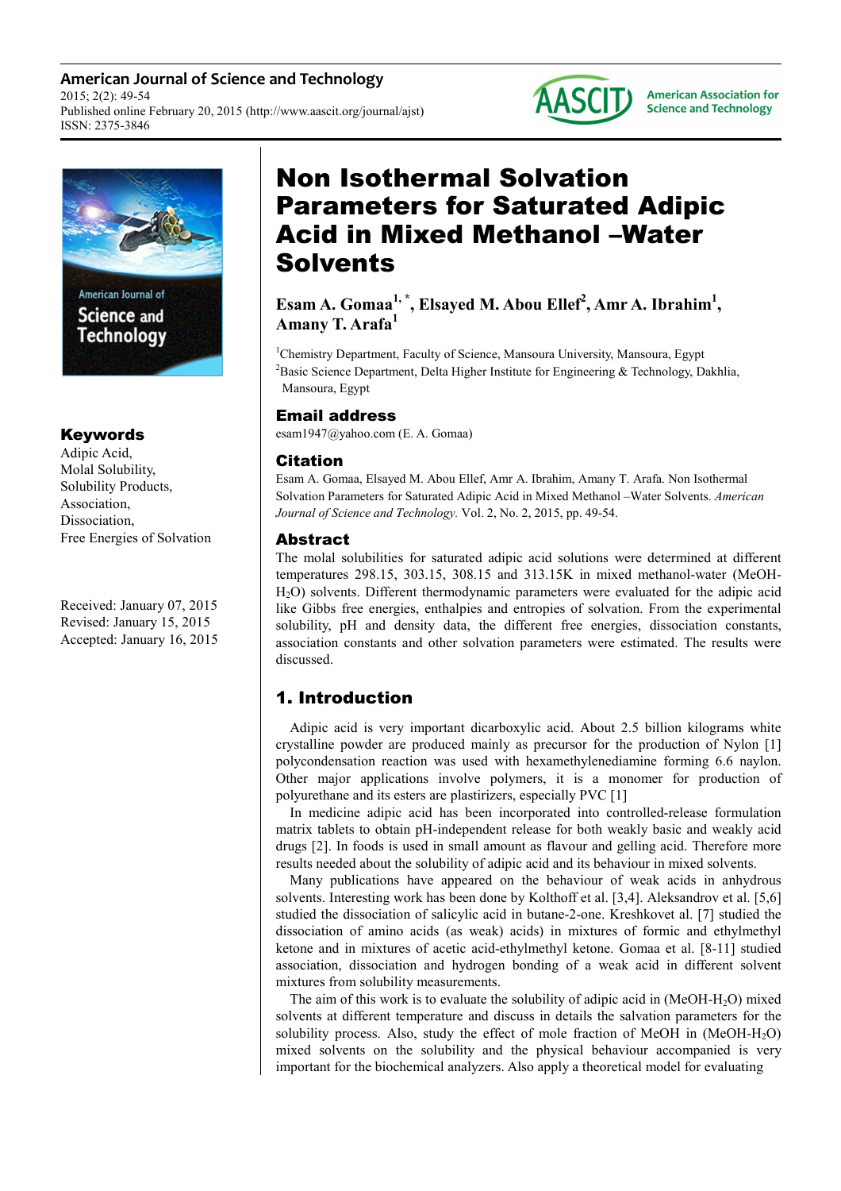# Non Isothermal Solvation Parameters for Saturated Adipic Acid in Mixed Methanol –Water Solvents

**Esam A. Gomaa[1, *], Elsayed M. Abou Ellef[2], Amr A. Ibrahim[1], Amany T. Arafa[1]**

[1]Chemistry Department, Faculty of Science, Mansoura University, Mansoura, Egypt
[2]Basic Science Department, Delta Higher Institute for Engineering & Technology, Dakhlia, Mansoura, Egypt

## Email address

esam1947@yahoo.com (E. A. Gomaa)

## Citation

Esam A. Gomaa, Elsayed M. Abou Ellef, Amr A. Ibrahim, Amany T. Arafa. Non Isothermal Solvation Parameters for Saturated Adipic Acid in Mixed Methanol –Water Solvents. *American Journal of Science and Technology.* Vol. 2, No. 2, 2015, pp. 49-54.

## Keywords

Adipic Acid,
Molal Solubility,
Solubility Products,
Association,
Dissociation,
Free Energies of Solvation

Received: January 07, 2015
Revised: January 15, 2015
Accepted: January 16, 2015

## Abstract

The molal solubilities for saturated adipic acid solutions were determined at different temperatures 298.15, 303.15, 308.15 and 313.15K in mixed methanol-water (MeOH-$H_2O$) solvents. Different thermodynamic parameters were evaluated for the adipic acid like Gibbs free energies, enthalpies and entropies of solvation. From the experimental solubility, pH and density data, the different free energies, dissociation constants, association constants and other solvation parameters were estimated. The results were discussed.

## 1. Introduction

Adipic acid is very important dicarboxylic acid. About 2.5 billion kilograms white crystalline powder are produced mainly as precursor for the production of Nylon [1] polycondensation reaction was used with hexamethylenediamine forming 6.6 naylon. Other major applications involve polymers, it is a monomer for production of polyurethane and its esters are plastirizers, especially PVC [1]

In medicine adipic acid has been incorporated into controlled-release formulation matrix tablets to obtain pH-independent release for both weakly basic and weakly acid drugs [2]. In foods is used in small amount as flavour and gelling acid. Therefore more results needed about the solubility of adipic acid and its behaviour in mixed solvents.

Many publications have appeared on the behaviour of weak acids in anhydrous solvents. Interesting work has been done by Kolthoff et al. [3,4]. Aleksandrov et al. [5,6] studied the dissociation of salicylic acid in butane-2-one. Kreshkovet al. [7] studied the dissociation of amino acids (as weak) acids) in mixtures of formic and ethylmethyl ketone and in mixtures of acetic acid-ethylmethyl ketone. Gomaa et al. [8-11] studied association, dissociation and hydrogen bonding of a weak acid in different solvent mixtures from solubility measurements.

The aim of this work is to evaluate the solubility of adipic acid in (MeOH-$H_2O$) mixed solvents at different temperature and discuss in details the salvation parameters for the solubility process. Also, study the effect of mole fraction of MeOH in (MeOH-$H_2O$) mixed solvents on the solubility and the physical behaviour accompanied is very important for the biochemical analyzers. Also apply a theoretical model for evaluating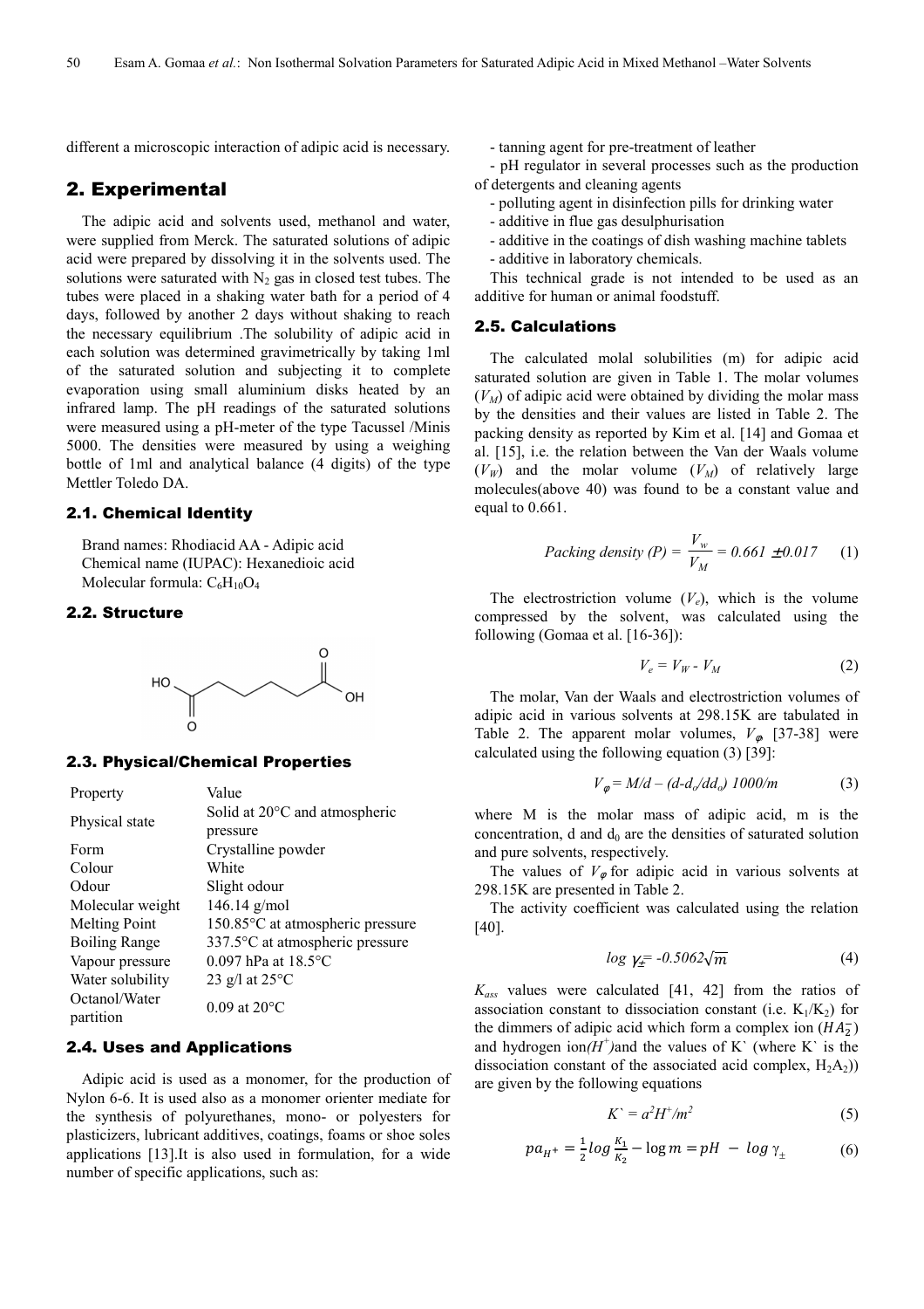different a microscopic interaction of adipic acid is necessary.

## 2. Experimental

The adipic acid and solvents used, methanol and water, were supplied from Merck. The saturated solutions of adipic acid were prepared by dissolving it in the solvents used. The solutions were saturated with $N_2$ gas in closed test tubes. The tubes were placed in a shaking water bath for a period of 4 days, followed by another 2 days without shaking to reach the necessary equilibrium .The solubility of adipic acid in each solution was determined gravimetrically by taking 1ml of the saturated solution and subjecting it to complete evaporation using small aluminium disks heated by an infrared lamp. The pH readings of the saturated solutions were measured using a pH-meter of the type Tacussel /Minis 5000. The densities were measured by using a weighing bottle of 1ml and analytical balance (4 digits) of the type Mettler Toledo DA.

### 2.1. Chemical Identity

Brand names: Rhodiacid AA - Adipic acid
Chemical name (IUPAC): Hexanedioic acid
Molecular formula: $C_6H_{10}O_4$

### 2.2. Structure

### 2.3. Physical/Chemical Properties

| Property | Value |
|---|---|
| Physical state | Solid at 20°C and atmospheric pressure |
| Form | Crystalline powder |
| Colour | White |
| Odour | Slight odour |
| Molecular weight | 146.14 g/mol |
| Melting Point | 150.85°C at atmospheric pressure |
| Boiling Range | 337.5°C at atmospheric pressure |
| Vapour pressure | 0.097 hPa at 18.5°C |
| Water solubility | 23 g/l at 25°C |
| Octanol/Water partition | 0.09 at 20°C |

### 2.4. Uses and Applications

Adipic acid is used as a monomer, for the production of Nylon 6-6. It is used also as a monomer orienter mediate for the synthesis of polyurethanes, mono- or polyesters for plasticizers, lubricant additives, coatings, foams or shoe soles applications [13].It is also used in formulation, for a wide number of specific applications, such as:

- tanning agent for pre-treatment of leather
- pH regulator in several processes such as the production of detergents and cleaning agents
- polluting agent in disinfection pills for drinking water
- additive in flue gas desulphurisation
- additive in the coatings of dish washing machine tablets
- additive in laboratory chemicals.

This technical grade is not intended to be used as an additive for human or animal foodstuff.

### 2.5. Calculations

The calculated molal solubilities (m) for adipic acid saturated solution are given in Table 1. The molar volumes ($V_M$) of adipic acid were obtained by dividing the molar mass by the densities and their values are listed in Table 2. The packing density as reported by Kim et al. [14] and Gomaa et al. [15], i.e. the relation between the Van der Waals volume ($V_W$) and the molar volume ($V_M$) of relatively large molecules(above 40) was found to be a constant value and equal to 0.661.

$$\text{Packing density } (P) = \frac{V_w}{V_M} = 0.661 \pm 0.017 \quad (1)$$

The electrostriction volume ($V_e$), which is the volume compressed by the solvent, was calculated using the following (Gomaa et al. [16-36]):

$$V_e = V_W - V_M \quad (2)$$

The molar, Van der Waals and electrostriction volumes of adipic acid in various solvents at 298.15K are tabulated in Table 2. The apparent molar volumes, $V_\varphi$ [37-38] were calculated using the following equation (3) [39]:

$$V_\varphi = M/d - (d-d_o/dd_o)\ 1000/m \quad (3)$$

where M is the molar mass of adipic acid, m is the concentration, d and $d_0$ are the densities of saturated solution and pure solvents, respectively.

The values of $V_\varphi$ for adipic acid in various solvents at 298.15K are presented in Table 2.

The activity coefficient was calculated using the relation [40].

$$\log \gamma_\pm = -0.5062\sqrt{m} \quad (4)$$

$K_{ass}$ values were calculated [41, 42] from the ratios of association constant to dissociation constant (i.e. $K_1/K_2$) for the dimmers of adipic acid which form a complex ion ($HA_2^-$) and hydrogen ion($H^+$)and the values of K` (where K` is the dissociation constant of the associated acid complex, $H_2A_2$)) are given by the following equations

$$K` = a^2H^+/m^2 \quad (5)$$

$$pa_{H^+} = \frac{1}{2}\log\frac{K_1}{K_2} - \log m = pH - \log \gamma_\pm \quad (6)$$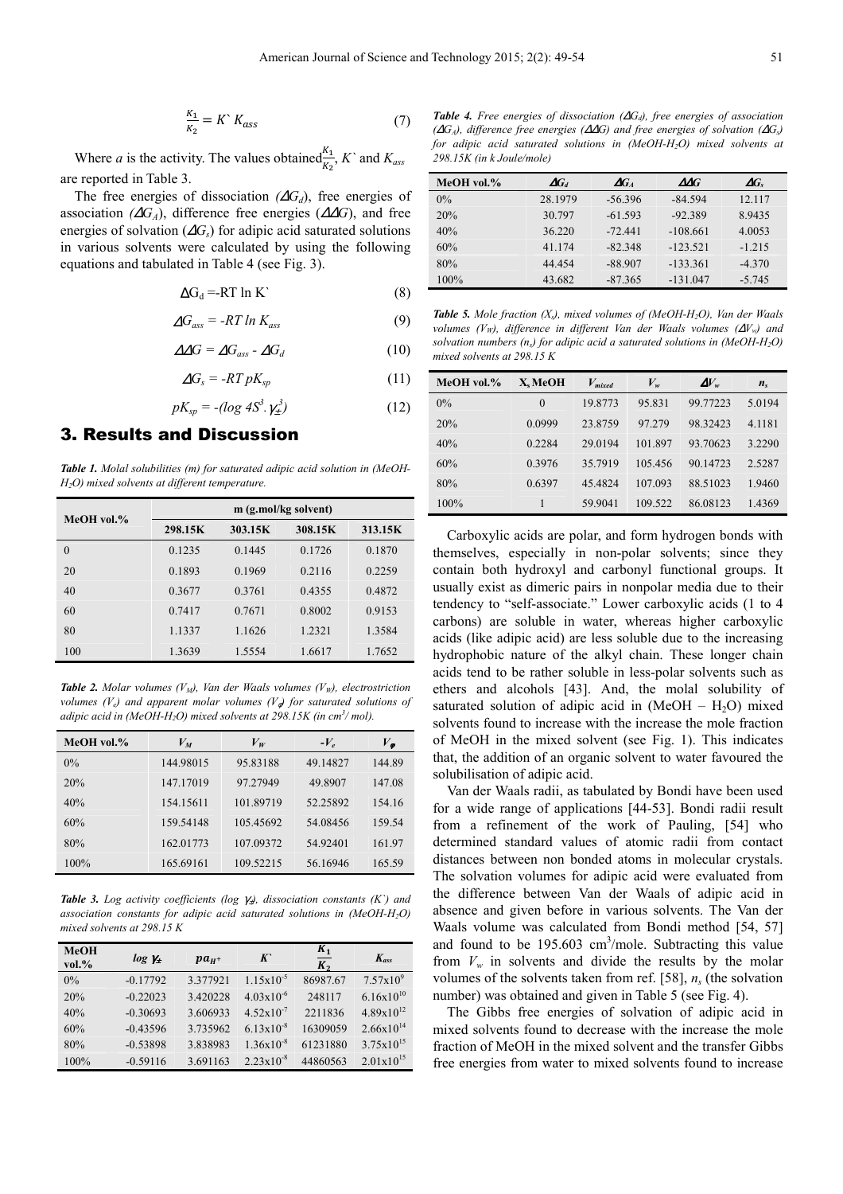$$\frac{K_1}{K_2} = K` \, K_{ass} \quad (7)$$

Where *a* is the activity. The values obtained $\frac{K_1}{K_2}$, $K`$ and $K_{ass}$ are reported in Table 3.

The free energies of dissociation ($\Delta G_d$), free energies of association ($\Delta G_A$), difference free energies ($\Delta\Delta G$), and free energies of solvation ($\Delta G_s$) for adipic acid saturated solutions in various solvents were calculated by using the following equations and tabulated in Table 4 (see Fig. 3).

$$\Delta G_d = -RT \ln K` \quad (8)$$

$$\Delta G_{ass} = -RT \ln K_{ass} \quad (9)$$

$$\Delta\Delta G = \Delta G_{ass} - \Delta G_d \quad (10)$$

$$\Delta G_s = -RT \, pK_{sp} \quad (11)$$

$$pK_{sp} = -(\log 4S^3.\gamma_{\pm}^3) \quad (12)$$

## 3. Results and Discussion

***Table 1.*** *Molal solubilities (m) for saturated adipic acid solution in (MeOH-$H_2O$) mixed solvents at different temperature.*

| MeOH vol.% | m (g.mol/kg solvent) | | | |
|---|---|---|---|---|
| | 298.15K | 303.15K | 308.15K | 313.15K |
| 0 | 0.1235 | 0.1445 | 0.1726 | 0.1870 |
| 20 | 0.1893 | 0.1969 | 0.2116 | 0.2259 |
| 40 | 0.3677 | 0.3761 | 0.4355 | 0.4872 |
| 60 | 0.7417 | 0.7671 | 0.8002 | 0.9153 |
| 80 | 1.1337 | 1.1626 | 1.2321 | 1.3584 |
| 100 | 1.3639 | 1.5554 | 1.6617 | 1.7652 |

***Table 2.*** *Molar volumes ($V_M$), Van der Waals volumes ($V_W$), electrostriction volumes ($V_e$) and apparent molar volumes ($V_\phi$) for saturated solutions of adipic acid in (MeOH-$H_2O$) mixed solvents at 298.15K (in $cm^3$/ mol).*

| MeOH vol.% | $V_M$ | $V_W$ | $-V_e$ | $V_\phi$ |
|---|---|---|---|---|
| 0% | 144.98015 | 95.83188 | 49.14827 | 144.89 |
| 20% | 147.17019 | 97.27949 | 49.8907 | 147.08 |
| 40% | 154.15611 | 101.89719 | 52.25892 | 154.16 |
| 60% | 159.54148 | 105.45692 | 54.08456 | 159.54 |
| 80% | 162.01773 | 107.09372 | 54.92401 | 161.97 |
| 100% | 165.69161 | 109.52215 | 56.16946 | 165.59 |

***Table 3.*** *Log activity coefficients ($\log \gamma_{\pm}$), dissociation constants ($K`$) and association constants for adipic acid saturated solutions in (MeOH-$H_2O$) mixed solvents at 298.15 K*

| MeOH vol.% | $\log \gamma_{\pm}$ | $pa_{H^+}$ | $K`$ | $\frac{K_1}{K_2}$ | $K_{ass}$ |
|---|---|---|---|---|---|
| 0% | -0.17792 | 3.377921 | $1.15\text{x}10^{-5}$ | 86987.67 | $7.57\text{x}10^{9}$ |
| 20% | -0.22023 | 3.420228 | $4.03\text{x}10^{-6}$ | 248117 | $6.16\text{x}10^{10}$ |
| 40% | -0.30693 | 3.606933 | $4.52\text{x}10^{-7}$ | 2211836 | $4.89\text{x}10^{12}$ |
| 60% | -0.43596 | 3.735962 | $6.13\text{x}10^{-8}$ | 16309059 | $2.66\text{x}10^{14}$ |
| 80% | -0.53898 | 3.838983 | $1.36\text{x}10^{-8}$ | 61231880 | $3.75\text{x}10^{15}$ |
| 100% | -0.59116 | 3.691163 | $2.23\text{x}10^{-8}$ | 44860563 | $2.01\text{x}10^{15}$ |

***Table 4.*** *Free energies of dissociation ($\Delta G_d$), free energies of association ($\Delta G_A$), difference free energies ($\Delta\Delta G$) and free energies of solvation ($\Delta G_s$) for adipic acid saturated solutions in (MeOH-$H_2O$) mixed solvents at 298.15K (in k Joule/mole)*

| MeOH vol.% | $\Delta G_d$ | $\Delta G_A$ | $\Delta\Delta G$ | $\Delta G_s$ |
|---|---|---|---|---|
| 0% | 28.1979 | -56.396 | -84.594 | 12.117 |
| 20% | 30.797 | -61.593 | -92.389 | 8.9435 |
| 40% | 36.220 | -72.441 | -108.661 | 4.0053 |
| 60% | 41.174 | -82.348 | -123.521 | -1.215 |
| 80% | 44.454 | -88.907 | -133.361 | -4.370 |
| 100% | 43.682 | -87.365 | -131.047 | -5.745 |

***Table 5.*** *Mole fraction ($X_s$), mixed volumes of (MeOH-$H_2O$), Van der Waals volumes ($V_W$), difference in different Van der Waals volumes ($\Delta V_w$) and solvation numbers ($n_s$) for adipic acid a saturated solutions in (MeOH-$H_2O$) mixed solvents at 298.15 K*

| MeOH vol.% | $X_s$ MeOH | $V_{mixed}$ | $V_w$ | $\Delta V_w$ | $n_s$ |
|---|---|---|---|---|---|
| 0% | 0 | 19.8773 | 95.831 | 99.77223 | 5.0194 |
| 20% | 0.0999 | 23.8759 | 97.279 | 98.32423 | 4.1181 |
| 40% | 0.2284 | 29.0194 | 101.897 | 93.70623 | 3.2290 |
| 60% | 0.3976 | 35.7919 | 105.456 | 90.14723 | 2.5287 |
| 80% | 0.6397 | 45.4824 | 107.093 | 88.51023 | 1.9460 |
| 100% | 1 | 59.9041 | 109.522 | 86.08123 | 1.4369 |

Carboxylic acids are polar, and form hydrogen bonds with themselves, especially in non-polar solvents; since they contain both hydroxyl and carbonyl functional groups. It usually exist as dimeric pairs in nonpolar media due to their tendency to "self-associate." Lower carboxylic acids (1 to 4 carbons) are soluble in water, whereas higher carboxylic acids (like adipic acid) are less soluble due to the increasing hydrophobic nature of the alkyl chain. These longer chain acids tend to be rather soluble in less-polar solvents such as ethers and alcohols [43]. And, the molal solubility of saturated solution of adipic acid in (MeOH – $H_2O$) mixed solvents found to increase with the increase the mole fraction of MeOH in the mixed solvent (see Fig. 1). This indicates that, the addition of an organic solvent to water favoured the solubilisation of adipic acid.

Van der Waals radii, as tabulated by Bondi have been used for a wide range of applications [44-53]. Bondi radii result from a refinement of the work of Pauling, [54] who determined standard values of atomic radii from contact distances between non bonded atoms in molecular crystals. The solvation volumes for adipic acid were evaluated from the difference between Van der Waals of adipic acid in absence and given before in various solvents. The Van der Waals volume was calculated from Bondi method [54, 57] and found to be 195.603 $cm^3$/mole. Subtracting this value from $V_w$ in solvents and divide the results by the molar volumes of the solvents taken from ref. [58], $n_s$ (the solvation number) was obtained and given in Table 5 (see Fig. 4).

The Gibbs free energies of solvation of adipic acid in mixed solvents found to decrease with the increase the mole fraction of MeOH in the mixed solvent and the transfer Gibbs free energies from water to mixed solvents found to increase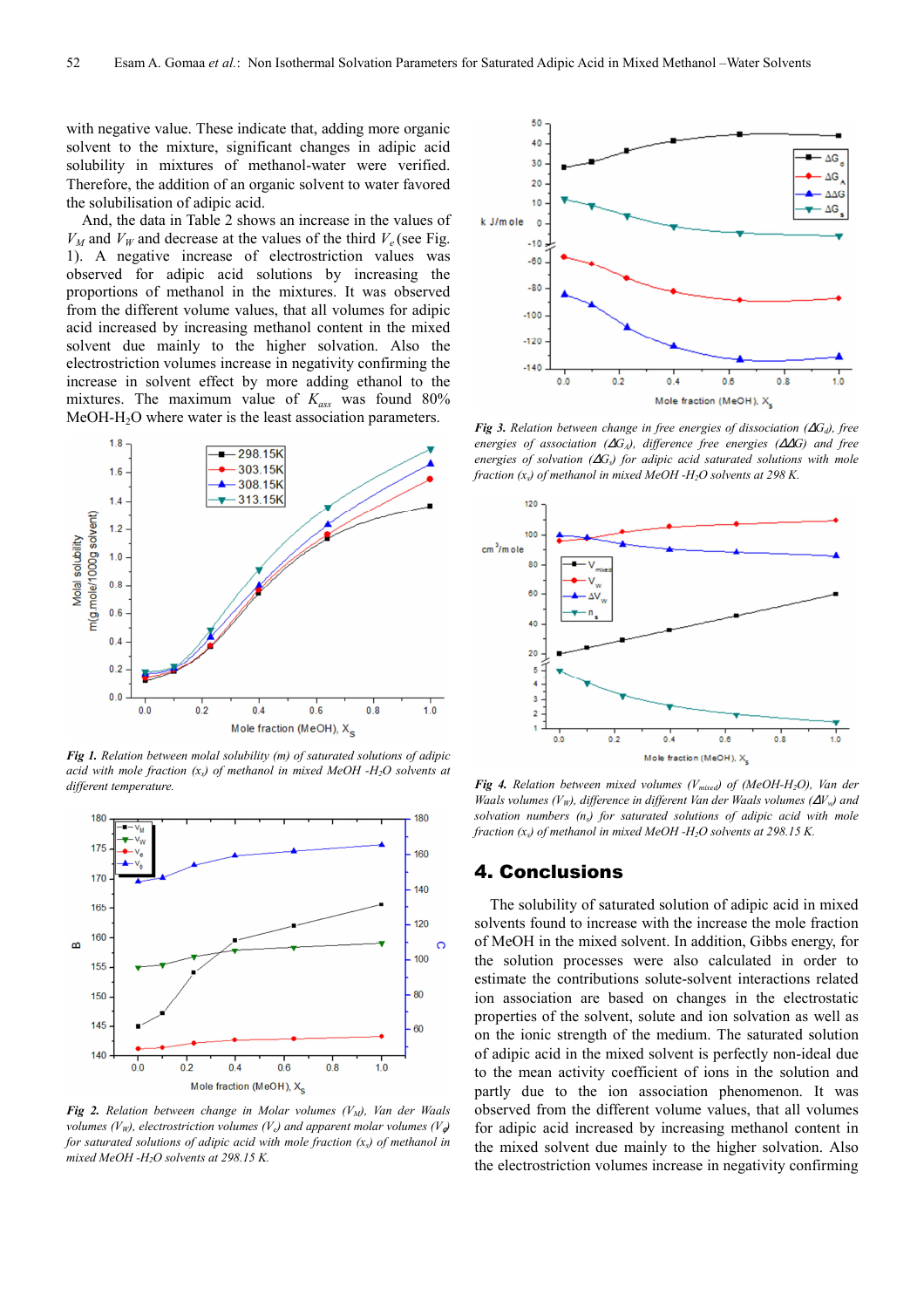with negative value. These indicate that, adding more organic solvent to the mixture, significant changes in adipic acid solubility in mixtures of methanol-water were verified. Therefore, the addition of an organic solvent to water favored the solubilisation of adipic acid.

And, the data in Table 2 shows an increase in the values of $V_M$ and $V_W$ and decrease at the values of the third $V_e$ (see Fig. 1). A negative increase of electrostriction values was observed for adipic acid solutions by increasing the proportions of methanol in the mixtures. It was observed from the different volume values, that all volumes for adipic acid increased by increasing methanol content in the mixed solvent due mainly to the higher solvation. Also the electrostriction volumes increase in negativity confirming the increase in solvent effect by more adding ethanol to the mixtures. The maximum value of $K_{ass}$ was found 80% MeOH-$H_2O$ where water is the least association parameters.

**Fig 1.** *Relation between molal solubility (m) of saturated solutions of adipic acid with mole fraction ($x_s$) of methanol in mixed MeOH -$H_2O$ solvents at different temperature.*

**Fig 2.** *Relation between change in Molar volumes ($V_M$), Van der Waals volumes ($V_W$), electrostriction volumes ($V_e$) and apparent molar volumes ($V_\phi$) for saturated solutions of adipic acid with mole fraction ($x_s$) of methanol in mixed MeOH -$H_2O$ solvents at 298.15 K.*

**Fig 3.** *Relation between change in free energies of dissociation ($\Delta G_d$), free energies of association ($\Delta G_A$), difference free energies ($\Delta\Delta G$) and free energies of solvation ($\Delta G_s$) for adipic acid saturated solutions with mole fraction ($x_s$) of methanol in mixed MeOH -$H_2O$ solvents at 298 K.*

**Fig 4.** *Relation between mixed volumes ($V_{mixed}$) of (MeOH-$H_2O$), Van der Waals volumes ($V_W$), difference in different Van der Waals volumes ($\Delta V_w$) and solvation numbers ($n_s$) for saturated solutions of adipic acid with mole fraction ($x_s$) of methanol in mixed MeOH -$H_2O$ solvents at 298.15 K.*

## 4. Conclusions

The solubility of saturated solution of adipic acid in mixed solvents found to increase with the increase the mole fraction of MeOH in the mixed solvent. In addition, Gibbs energy, for the solution processes were also calculated in order to estimate the contributions solute-solvent interactions related ion association are based on changes in the electrostatic properties of the solvent, solute and ion solvation as well as on the ionic strength of the medium. The saturated solution of adipic acid in the mixed solvent is perfectly non-ideal due to the mean activity coefficient of ions in the solution and partly due to the ion association phenomenon. It was observed from the different volume values, that all volumes for adipic acid increased by increasing methanol content in the mixed solvent due mainly to the higher solvation. Also the electrostriction volumes increase in negativity confirming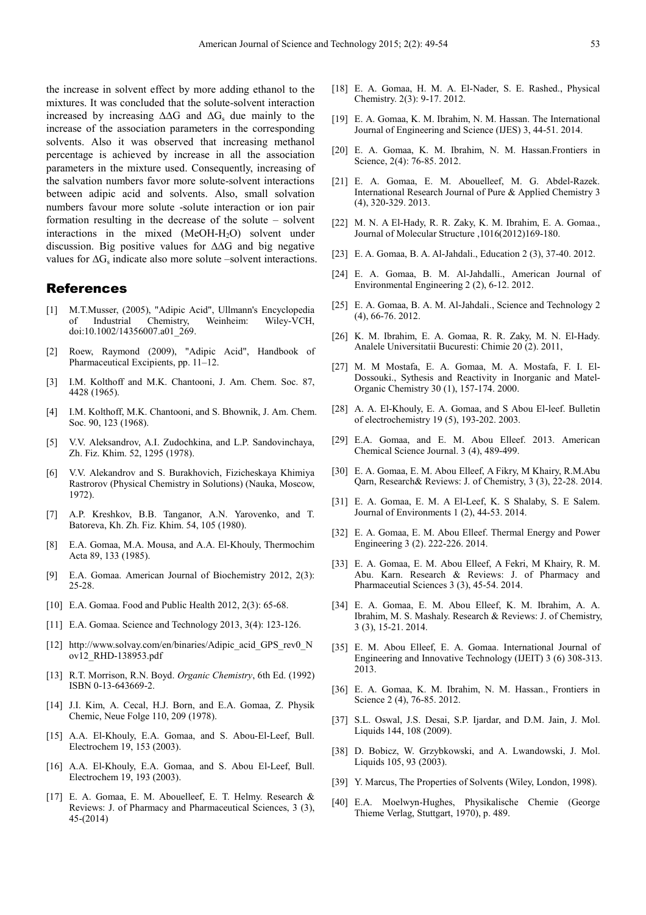the increase in solvent effect by more adding ethanol to the mixtures. It was concluded that the solute-solvent interaction increased by increasing $\Delta\Delta G$ and $\Delta G_s$ due mainly to the increase of the association parameters in the corresponding solvents. Also it was observed that increasing methanol percentage is achieved by increase in all the association parameters in the mixture used. Consequently, increasing of the salvation numbers favor more solute-solvent interactions between adipic acid and solvents. Also, small solvation numbers favour more solute -solute interaction or ion pair formation resulting in the decrease of the solute – solvent interactions in the mixed (MeOH-$H_2O$) solvent under discussion. Big positive values for $\Delta\Delta G$ and big negative values for $\Delta G_s$ indicate also more solute –solvent interactions.

## References

[1] M.T.Musser, (2005), "Adipic Acid", Ullmann's Encyclopedia of Industrial Chemistry, Weinheim: Wiley-VCH, doi:10.1002/14356007.a01_269.

[2] Roew, Raymond (2009), "Adipic Acid", Handbook of Pharmaceutical Excipients, pp. 11–12.

[3] I.M. Kolthoff and M.K. Chantooni, J. Am. Chem. Soc. 87, 4428 (1965).

[4] I.M. Kolthoff, M.K. Chantooni, and S. Bhownik, J. Am. Chem. Soc. 90, 123 (1968).

[5] V.V. Aleksandrov, A.I. Zudochkina, and L.P. Sandovinchaya, Zh. Fiz. Khim. 52, 1295 (1978).

[6] V.V. Alekandrov and S. Burakhovich, Fizicheskaya Khimiya Rastrorov (Physical Chemistry in Solutions) (Nauka, Moscow, 1972).

[7] A.P. Kreshkov, B.B. Tanganor, A.N. Yarovenko, and T. Batoreva, Kh. Zh. Fiz. Khim. 54, 105 (1980).

[8] E.A. Gomaa, M.A. Mousa, and A.A. El-Khouly, Thermochim Acta 89, 133 (1985).

[9] E.A. Gomaa. American Journal of Biochemistry 2012, 2(3): 25-28.

[10] E.A. Gomaa. Food and Public Health 2012, 2(3): 65-68.

[11] E.A. Gomaa. Science and Technology 2013, 3(4): 123-126.

[12] http://www.solvay.com/en/binaries/Adipic_acid_GPS_rev0_Nov12_RHD-138953.pdf

[13] R.T. Morrison, R.N. Boyd. *Organic Chemistry*, 6th Ed. (1992) ISBN 0-13-643669-2.

[14] J.I. Kim, A. Cecal, H.J. Born, and E.A. Gomaa, Z. Physik Chemic, Neue Folge 110, 209 (1978).

[15] A.A. El-Khouly, E.A. Gomaa, and S. Abou-El-Leef, Bull. Electrochem 19, 153 (2003).

[16] A.A. El-Khouly, E.A. Gomaa, and S. Abou El-Leef, Bull. Electrochem 19, 193 (2003).

[17] E. A. Gomaa, E. M. Abouelleef, E. T. Helmy. Research & Reviews: J. of Pharmacy and Pharmaceutical Sciences, 3 (3), 45-(2014)

[18] E. A. Gomaa, H. M. A. El-Nader, S. E. Rashed., Physical Chemistry. 2(3): 9-17. 2012.

[19] E. A. Gomaa, K. M. Ibrahim, N. M. Hassan. The International Journal of Engineering and Science (IJES) 3, 44-51. 2014.

[20] E. A. Gomaa, K. M. Ibrahim, N. M. Hassan.Frontiers in Science, 2(4): 76-85. 2012.

[21] E. A. Gomaa, E. M. Abouelleef, M. G. Abdel-Razek. International Research Journal of Pure & Applied Chemistry 3 (4), 320-329. 2013.

[22] M. N. A El-Hady, R. R. Zaky, K. M. Ibrahim, E. A. Gomaa., Journal of Molecular Structure ,1016(2012)169-180.

[23] E. A. Gomaa, B. A. Al-Jahdali., Education 2 (3), 37-40. 2012.

[24] E. A. Gomaa, B. M. Al-Jahdalli., American Journal of Environmental Engineering 2 (2), 6-12. 2012.

[25] E. A. Gomaa, B. A. M. Al-Jahdali., Science and Technology 2 (4), 66-76. 2012.

[26] K. M. Ibrahim, E. A. Gomaa, R. R. Zaky, M. N. El-Hady. Analele Universitatii Bucuresti: Chimie 20 (2). 2011,

[27] M. M Mostafa, E. A. Gomaa, M. A. Mostafa, F. I. El-Dossouki., Sythesis and Reactivity in Inorganic and Matel-Organic Chemistry 30 (1), 157-174. 2000.

[28] A. A. El-Khouly, E. A. Gomaa, and S Abou El-leef. Bulletin of electrochemistry 19 (5), 193-202. 2003.

[29] E.A. Gomaa, and E. M. Abou Elleef. 2013. American Chemical Science Journal. 3 (4), 489-499.

[30] E. A. Gomaa, E. M. Abou Elleef, A Fikry, M Khairy, R.M.Abu Qarn, Research& Reviews: J. of Chemistry, 3 (3), 22-28. 2014.

[31] E. A. Gomaa, E. M. A El-Leef, K. S Shalaby, S. E Salem. Journal of Environments 1 (2), 44-53. 2014.

[32] E. A. Gomaa, E. M. Abou Elleef. Thermal Energy and Power Engineering 3 (2). 222-226. 2014.

[33] E. A. Gomaa, E. M. Abou Elleef, A Fekri, M Khairy, R. M. Abu. Karn. Research & Reviews: J. of Pharmacy and Pharmaceutial Sciences 3 (3), 45-54. 2014.

[34] E. A. Gomaa, E. M. Abou Elleef, K. M. Ibrahim, A. A. Ibrahim, M. S. Mashaly. Research & Reviews: J. of Chemistry, 3 (3), 15-21. 2014.

[35] E. M. Abou Elleef, E. A. Gomaa. International Journal of Engineering and Innovative Technology (IJEIT) 3 (6) 308-313. 2013.

[36] E. A. Gomaa, K. M. Ibrahim, N. M. Hassan., Frontiers in Science 2 (4), 76-85. 2012.

[37] S.L. Oswal, J.S. Desai, S.P. Ijardar, and D.M. Jain, J. Mol. Liquids 144, 108 (2009).

[38] D. Bobicz, W. Grzybkowski, and A. Lwandowski, J. Mol. Liquids 105, 93 (2003).

[39] Y. Marcus, The Properties of Solvents (Wiley, London, 1998).

[40] E.A. Moelwyn-Hughes, Physikalische Chemie (George Thieme Verlag, Stuttgart, 1970), p. 489.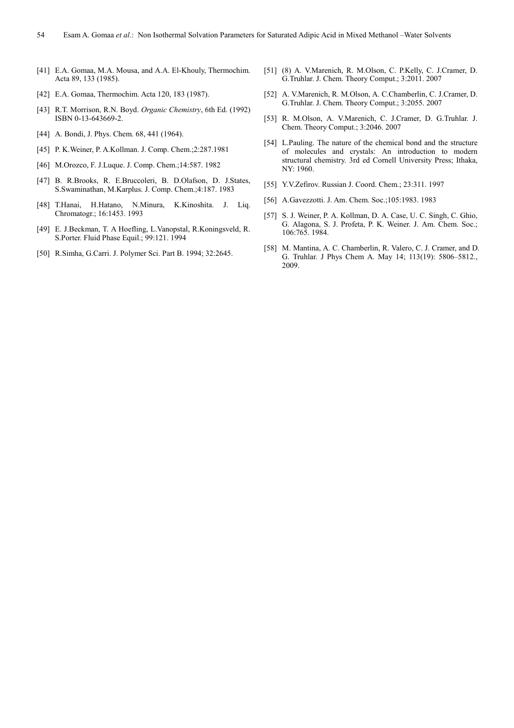[41] E.A. Gomaa, M.A. Mousa, and A.A. El-Khouly, Thermochim. Acta 89, 133 (1985).

[42] E.A. Gomaa, Thermochim. Acta 120, 183 (1987).

[43] R.T. Morrison, R.N. Boyd. *Organic Chemistry*, 6th Ed. (1992) ISBN 0-13-643669-2.

[44] A. Bondi, J. Phys. Chem. 68, 441 (1964).

[45] P. K.Weiner, P. A.Kollman. J. Comp. Chem.;2:287.1981

[46] M.Orozco, F. J.Luque. J. Comp. Chem.;14:587. 1982

[47] B. R.Brooks, R. E.Bruccoleri, B. D.Olafson, D. J.States, S.Swaminathan, M.Karplus. J. Comp. Chem.;4:187. 1983

[48] T.Hanai, H.Hatano, N.Minura, K.Kinoshita. J. Liq. Chromatogr.; 16:1453. 1993

[49] E. J.Beckman, T. A Hoefling, L.Vanopstal, R.Koningsveld, R. S.Porter. Fluid Phase Equil.; 99:121. 1994

[50] R.Simha, G.Carri. J. Polymer Sci. Part B. 1994; 32:2645.

[51] (8) A. V.Marenich, R. M.Olson, C. P.Kelly, C. J.Cramer, D. G.Truhlar. J. Chem. Theory Comput.; 3:2011. 2007

[52] A. V.Marenich, R. M.Olson, A. C.Chamberlin, C. J.Cramer, D. G.Truhlar. J. Chem. Theory Comput.; 3:2055. 2007

[53] R. M.Olson, A. V.Marenich, C. J.Cramer, D. G.Truhlar. J. Chem. Theory Comput.; 3:2046. 2007

[54] L.Pauling. The nature of the chemical bond and the structure of molecules and crystals: An introduction to modern structural chemistry. 3rd ed Cornell University Press; Ithaka, NY: 1960.

[55] Y.V.Zefirov. Russian J. Coord. Chem.; 23:311. 1997

[56] A.Gavezzotti. J. Am. Chem. Soc.;105:1983. 1983

[57] S. J. Weiner, P. A. Kollman, D. A. Case, U. C. Singh, C. Ghio, G. Alagona, S. J. Profeta, P. K. Weiner. J. Am. Chem. Soc.; 106:765. 1984.

[58] M. Mantina, A. C. Chamberlin, R. Valero, C. J. Cramer, and D. G. Truhlar. J Phys Chem A. May 14; 113(19): 5806–5812., 2009.